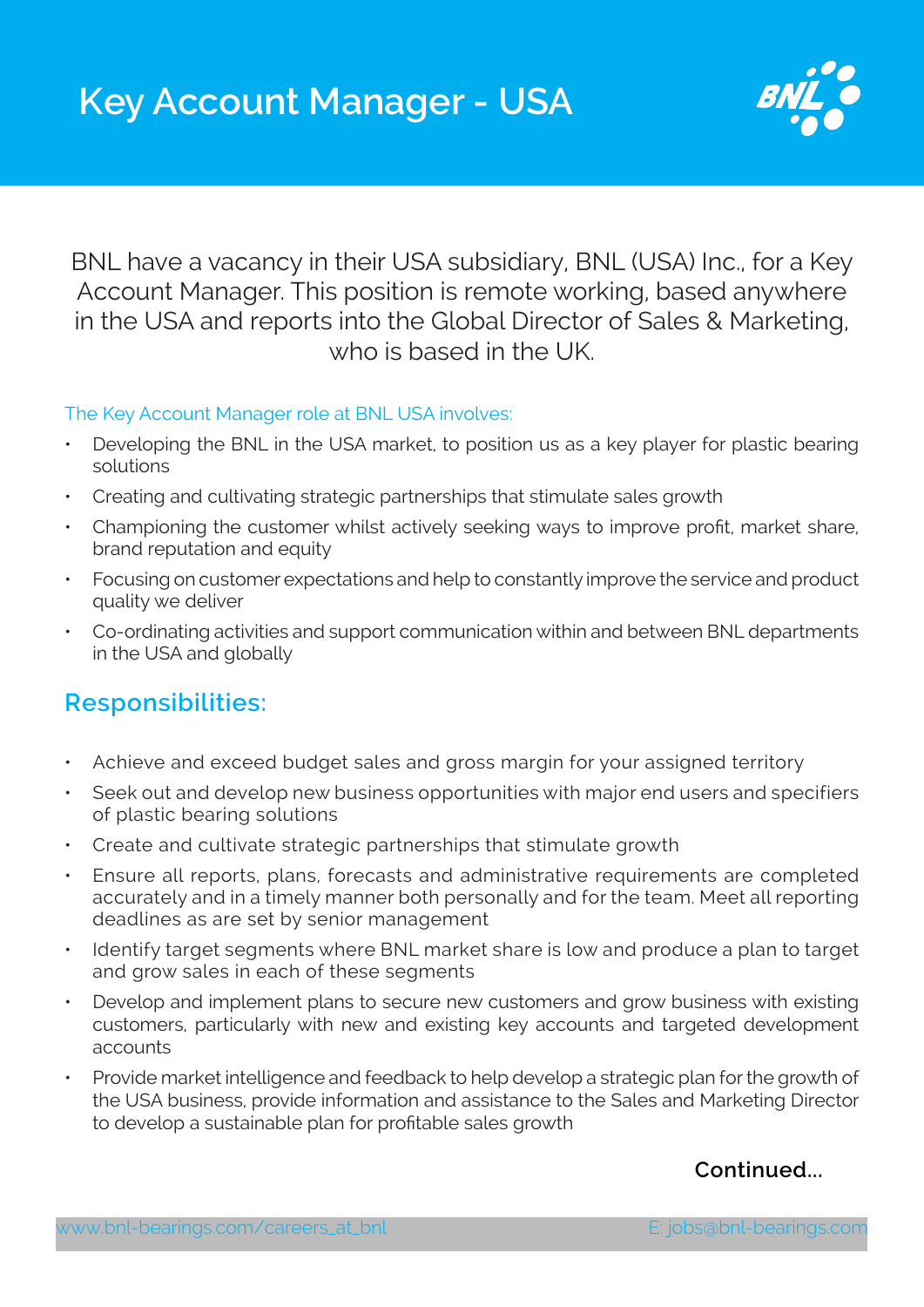# Key Account Manager - USA

BNL have a vacancy in their USA subsidiary, BNL (USA) Inc., for a Key Account Manager. This position is remote working, based anywhere in the USA and reports into the Global Director of Sales & Marketing, who is based in the UK.

The Key Account Manager role at BNL USA involves:

- Developing the BNL in the USA market, to position us as a key player for plastic bearing solutions
- Creating and cultivating strategic partnerships that stimulate sales growth
- Championing the customer whilst actively seeking ways to improve profit, market share, brand reputation and equity
- Focusing on customer expectations and help to constantly improve the service and product quality we deliver
- Co-ordinating activities and support communication within and between BNL departments in the USA and globally

## Responsibilities:

- Achieve and exceed budget sales and gross margin for your assigned territory
- Seek out and develop new business opportunities with major end users and specifiers of plastic bearing solutions
- Create and cultivate strategic partnerships that stimulate growth
- Ensure all reports, plans, forecasts and administrative requirements are completed accurately and in a timely manner both personally and for the team. Meet all reporting deadlines as are set by senior management
- Identify target segments where BNL market share is low and produce a plan to target and grow sales in each of these segments
- Develop and implement plans to secure new customers and grow business with existing customers, particularly with new and existing key accounts and targeted development accounts
- Provide market intelligence and feedback to help develop a strategic plan for the growth of the USA business, provide information and assistance to the Sales and Marketing Director to develop a sustainable plan for profitable sales growth

**Continued...**

www.bnl-bearings.com/careers_at_bnl E: jobs@bnl-bearings.com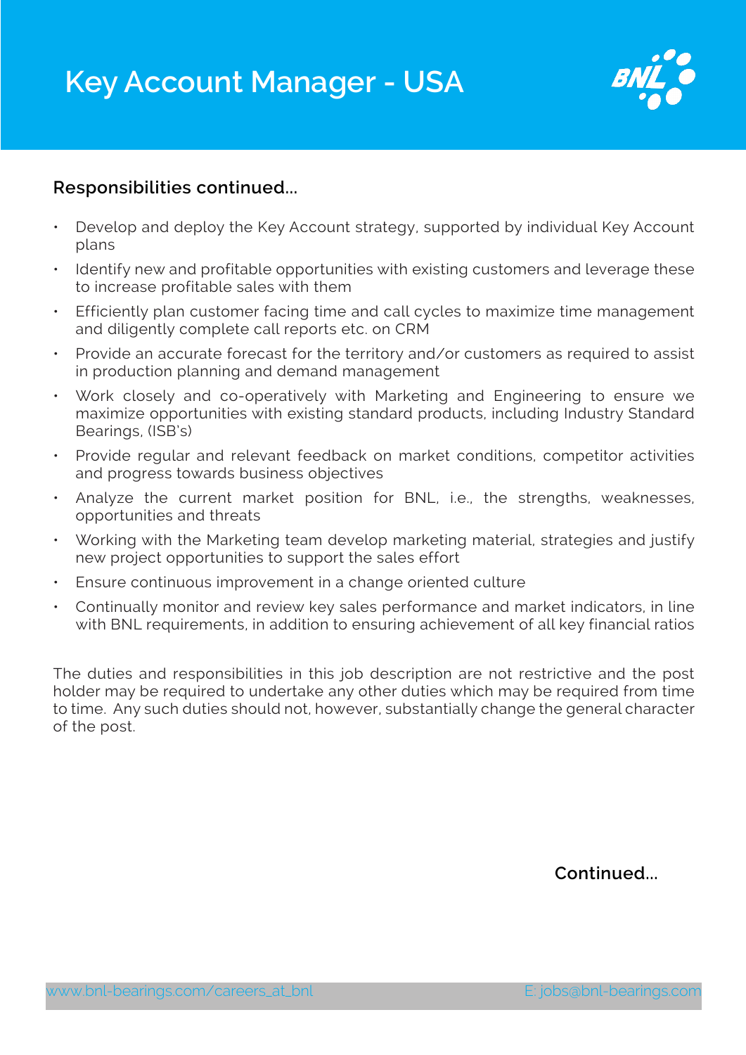# Key Account Manager - USA

**Responsibilities continued...**

- Develop and deploy the Key Account strategy, supported by individual Key Account plans
- Identify new and profitable opportunities with existing customers and leverage these to increase profitable sales with them
- Efficiently plan customer facing time and call cycles to maximize time management and diligently complete call reports etc. on CRM
- Provide an accurate forecast for the territory and/or customers as required to assist in production planning and demand management
- Work closely and co-operatively with Marketing and Engineering to ensure we maximize opportunities with existing standard products, including Industry Standard Bearings, (ISB's)
- Provide regular and relevant feedback on market conditions, competitor activities and progress towards business objectives
- Analyze the current market position for BNL, i.e., the strengths, weaknesses, opportunities and threats
- Working with the Marketing team develop marketing material, strategies and justify new project opportunities to support the sales effort
- Ensure continuous improvement in a change oriented culture
- Continually monitor and review key sales performance and market indicators, in line with BNL requirements, in addition to ensuring achievement of all key financial ratios

The duties and responsibilities in this job description are not restrictive and the post holder may be required to undertake any other duties which may be required from time to time. Any such duties should not, however, substantially change the general character of the post.

**Continued...**

www.bnl-bearings.com/careers_at_bnl E: jobs@bnl-bearings.com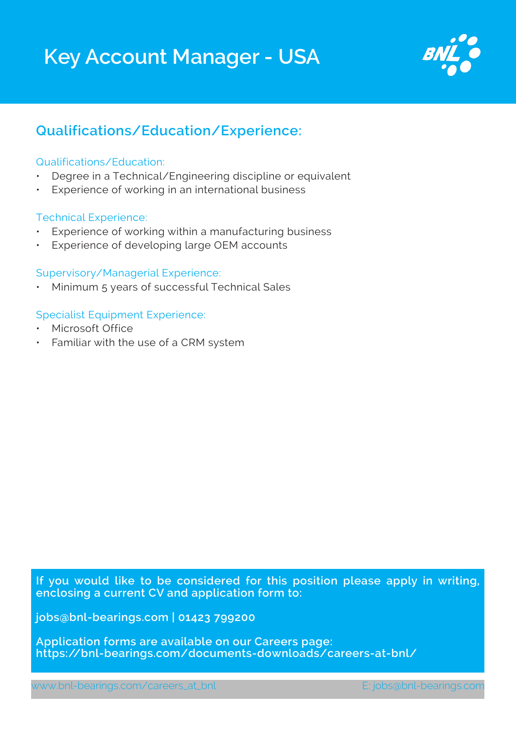# Key Account Manager - USA

## Qualifications/Education/Experience:

### Qualifications/Education:

- Degree in a Technical/Engineering discipline or equivalent
- Experience of working in an international business

### Technical Experience:

- Experience of working within a manufacturing business
- Experience of developing large OEM accounts

### Supervisory/Managerial Experience:

- Minimum 5 years of successful Technical Sales

### Specialist Equipment Experience:

- Microsoft Office
- Familiar with the use of a CRM system

**If you would like to be considered for this position please apply in writing, enclosing a current CV and application form to:**

**jobs@bnl-bearings.com | 01423 799200**

**Application forms are available on our Careers page: https://bnl-bearings.com/documents-downloads/careers-at-bnl/**

www.bnl-bearings.com/careers_at_bnl E: jobs@bnl-bearings.com